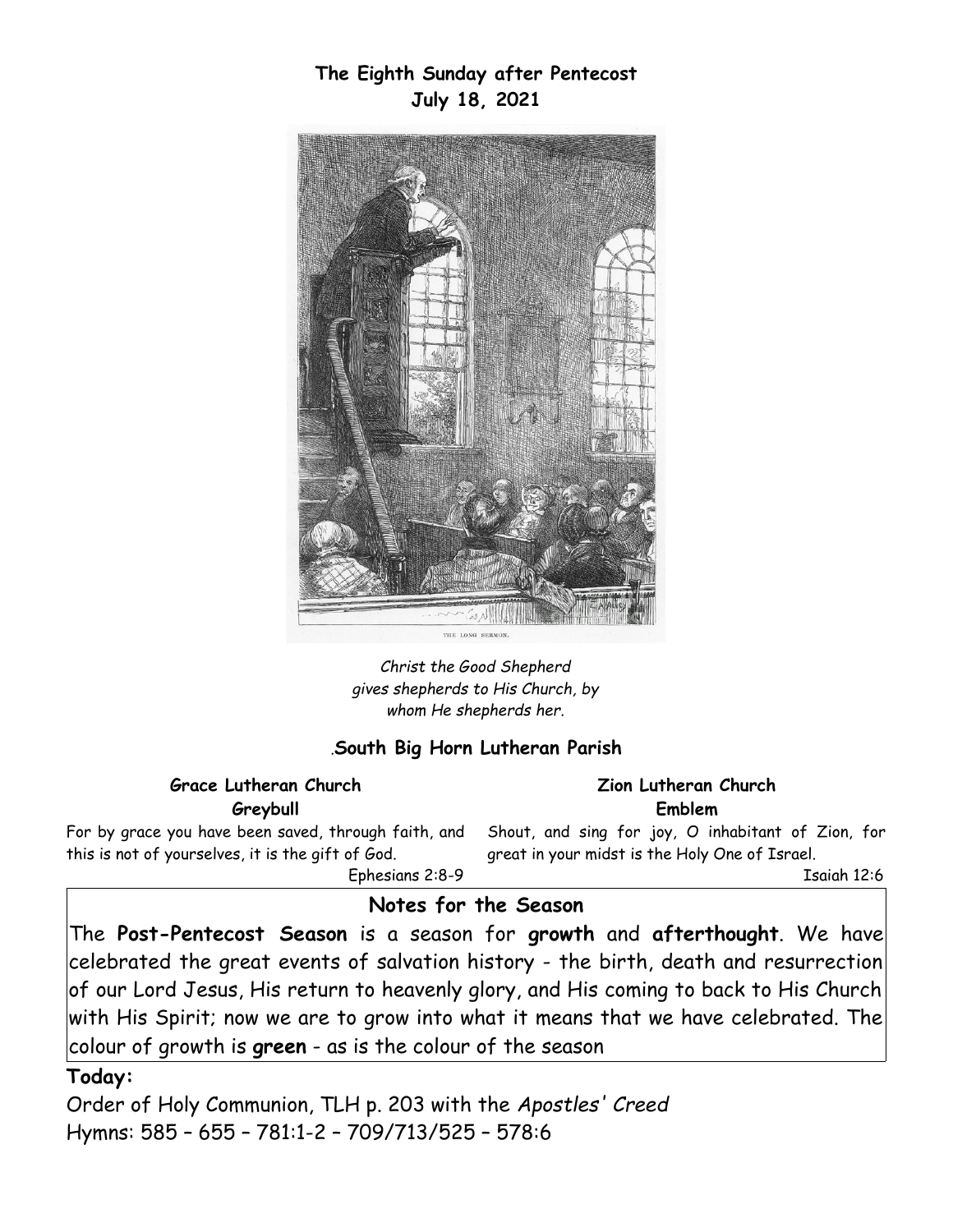**The Eighth Sunday after Pentecost**
**July 18, 2021**

THE LONG SERMON.

*Christ the Good Shepherd gives shepherds to His Church, by whom He shepherds her.*

.**South Big Horn Lutheran Parish**

**Grace Lutheran Church**
**Greybull**

For by grace you have been saved, through faith, and this is not of yourselves, it is the gift of God.
Ephesians 2:8-9

**Zion Lutheran Church**
**Emblem**

Shout, and sing for joy, O inhabitant of Zion, for great in your midst is the Holy One of Israel.
Isaiah 12:6

## Notes for the Season

The **Post-Pentecost Season** is a season for **growth** and **afterthought**. We have celebrated the great events of salvation history - the birth, death and resurrection of our Lord Jesus, His return to heavenly glory, and His coming to back to His Church with His Spirit; now we are to grow into what it means that we have celebrated. The colour of growth is **green** - as is the colour of the season

**Today:**

Order of Holy Communion, TLH p. 203 with the *Apostles' Creed*
Hymns: 585 – 655 – 781:1-2 – 709/713/525 – 578:6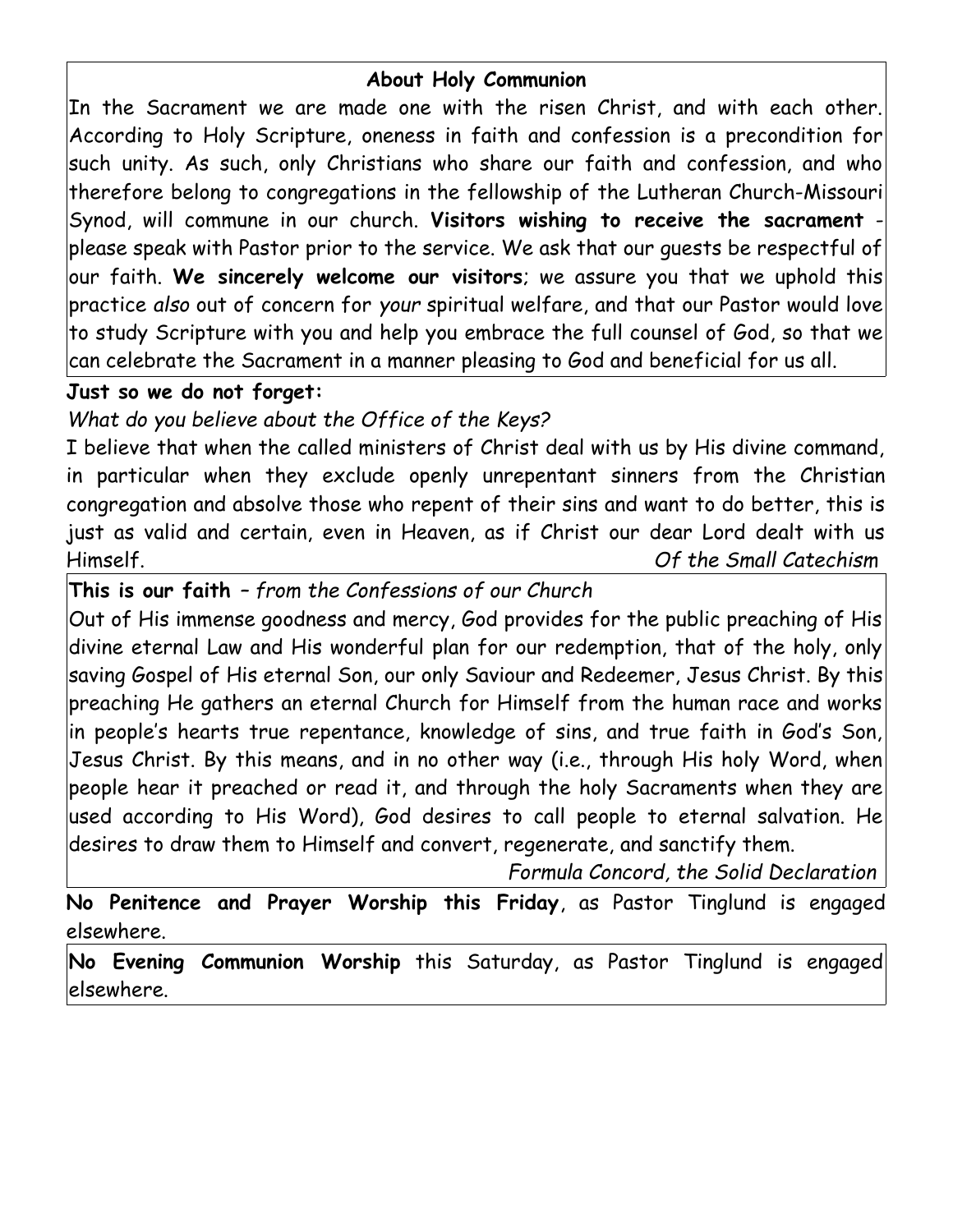## About Holy Communion

In the Sacrament we are made one with the risen Christ, and with each other. According to Holy Scripture, oneness in faith and confession is a precondition for such unity. As such, only Christians who share our faith and confession, and who therefore belong to congregations in the fellowship of the Lutheran Church-Missouri Synod, will commune in our church. **Visitors wishing to receive the sacrament** - please speak with Pastor prior to the service. We ask that our guests be respectful of our faith. **We sincerely welcome our visitors**; we assure you that we uphold this practice *also* out of concern for *your* spiritual welfare, and that our Pastor would love to study Scripture with you and help you embrace the full counsel of God, so that we can celebrate the Sacrament in a manner pleasing to God and beneficial for us all.

**Just so we do not forget:**

*What do you believe about the Office of the Keys?*

I believe that when the called ministers of Christ deal with us by His divine command, in particular when they exclude openly unrepentant sinners from the Christian congregation and absolve those who repent of their sins and want to do better, this is just as valid and certain, even in Heaven, as if Christ our dear Lord dealt with us Himself. *Of the Small Catechism*

**This is our faith** – *from the Confessions of our Church*

Out of His immense goodness and mercy, God provides for the public preaching of His divine eternal Law and His wonderful plan for our redemption, that of the holy, only saving Gospel of His eternal Son, our only Saviour and Redeemer, Jesus Christ. By this preaching He gathers an eternal Church for Himself from the human race and works in people's hearts true repentance, knowledge of sins, and true faith in God's Son, Jesus Christ. By this means, and in no other way (i.e., through His holy Word, when people hear it preached or read it, and through the holy Sacraments when they are used according to His Word), God desires to call people to eternal salvation. He desires to draw them to Himself and convert, regenerate, and sanctify them.

*Formula Concord, the Solid Declaration*

**No Penitence and Prayer Worship this Friday**, as Pastor Tinglund is engaged elsewhere.

**No Evening Communion Worship** this Saturday, as Pastor Tinglund is engaged elsewhere.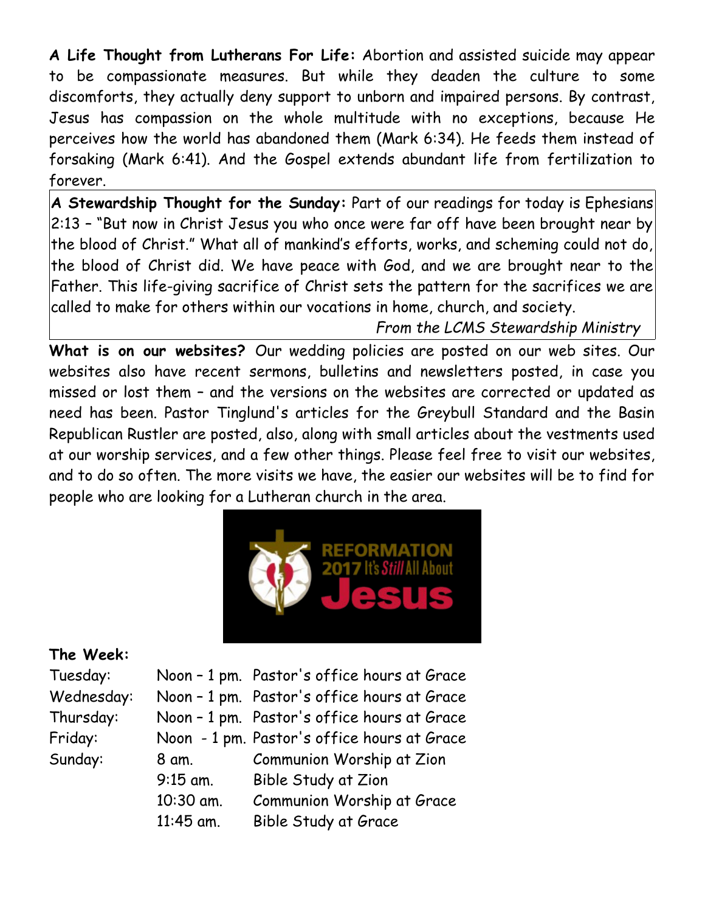**A Life Thought from Lutherans For Life:** Abortion and assisted suicide may appear to be compassionate measures. But while they deaden the culture to some discomforts, they actually deny support to unborn and impaired persons. By contrast, Jesus has compassion on the whole multitude with no exceptions, because He perceives how the world has abandoned them (Mark 6:34). He feeds them instead of forsaking (Mark 6:41). And the Gospel extends abundant life from fertilization to forever.

**A Stewardship Thought for the Sunday:** Part of our readings for today is Ephesians 2:13 – "But now in Christ Jesus you who once were far off have been brought near by the blood of Christ." What all of mankind's efforts, works, and scheming could not do, the blood of Christ did. We have peace with God, and we are brought near to the Father. This life-giving sacrifice of Christ sets the pattern for the sacrifices we are called to make for others within our vocations in home, church, and society.

*From the LCMS Stewardship Ministry*

**What is on our websites?** Our wedding policies are posted on our web sites. Our websites also have recent sermons, bulletins and newsletters posted, in case you missed or lost them – and the versions on the websites are corrected or updated as need has been. Pastor Tinglund's articles for the Greybull Standard and the Basin Republican Rustler are posted, also, along with small articles about the vestments used at our worship services, and a few other things. Please feel free to visit our websites, and to do so often. The more visits we have, the easier our websites will be to find for people who are looking for a Lutheran church in the area.

REFORMATION 2017 It's *Still* All About Jesus

**The Week:**

| | | |
|---|---|---|
| Tuesday: | Noon – 1 pm. | Pastor's office hours at Grace |
| Wednesday: | Noon – 1 pm. | Pastor's office hours at Grace |
| Thursday: | Noon – 1 pm. | Pastor's office hours at Grace |
| Friday: | Noon - 1 pm. | Pastor's office hours at Grace |
| Sunday: | 8 am. | Communion Worship at Zion |
| | 9:15 am. | Bible Study at Zion |
| | 10:30 am. | Communion Worship at Grace |
| | 11:45 am. | Bible Study at Grace |